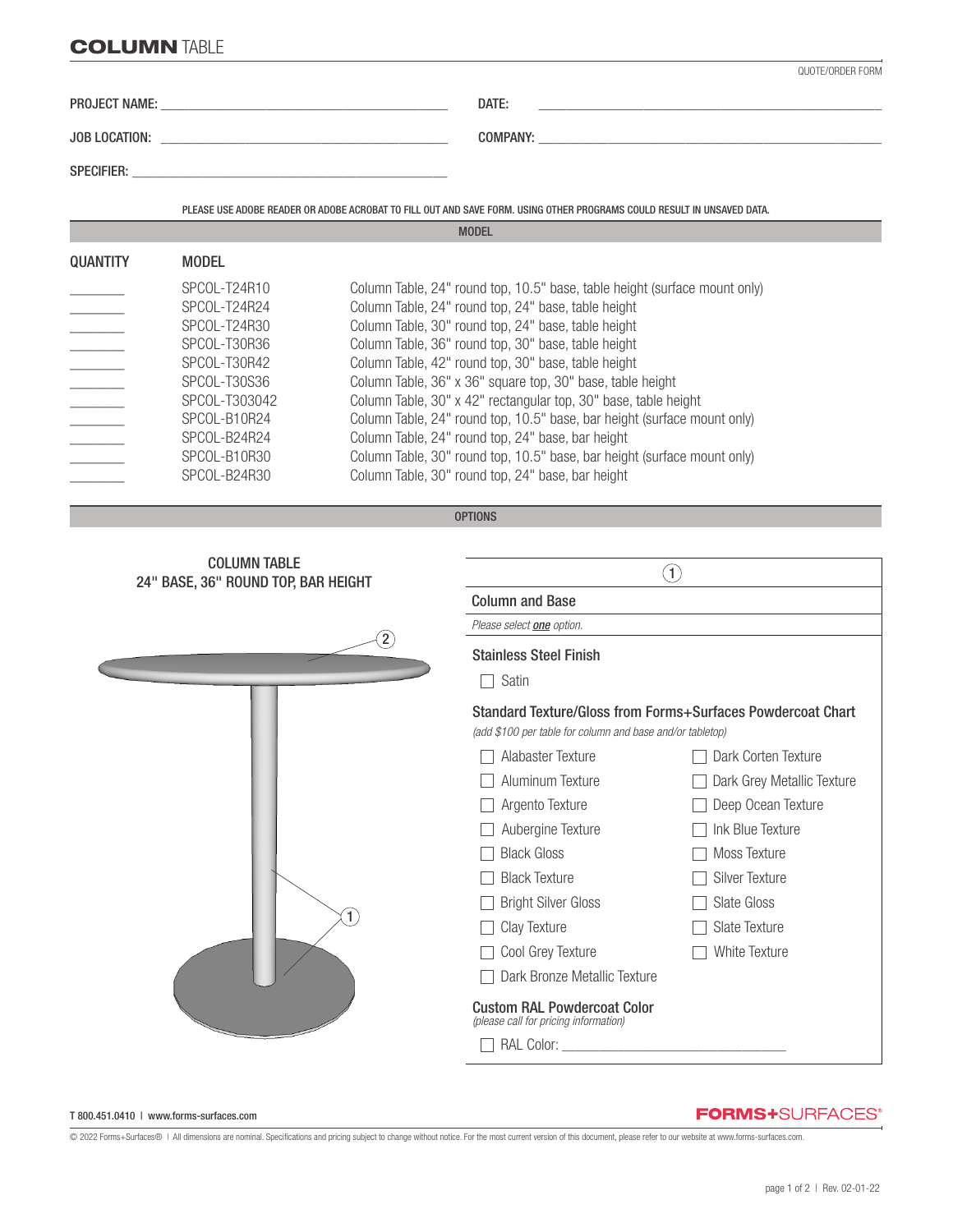# **COLUMN** TABLE

QUOTE/ORDER FORM

PROJECT NAME: ______________________________ DATE: ______________________________

JOB LOCATION: ______________________________ COMPANY: ______________________________

SPECIFIER: ______________________________

PLEASE USE ADOBE READER OR ADOBE ACROBAT TO FILL OUT AND SAVE FORM. USING OTHER PROGRAMS COULD RESULT IN UNSAVED DATA.

## MODEL

| QUANTITY | MODEL | |
|---|---|---|
| ______ | SPCOL-T24R10 | Column Table, 24" round top, 10.5" base, table height (surface mount only) |
| ______ | SPCOL-T24R24 | Column Table, 24" round top, 24" base, table height |
| ______ | SPCOL-T24R30 | Column Table, 30" round top, 24" base, table height |
| ______ | SPCOL-T30R36 | Column Table, 36" round top, 30" base, table height |
| ______ | SPCOL-T30R42 | Column Table, 42" round top, 30" base, table height |
| ______ | SPCOL-T30S36 | Column Table, 36" x 36" square top, 30" base, table height |
| ______ | SPCOL-T303042 | Column Table, 30" x 42" rectangular top, 30" base, table height |
| ______ | SPCOL-B10R24 | Column Table, 24" round top, 10.5" base, bar height (surface mount only) |
| ______ | SPCOL-B24R24 | Column Table, 24" round top, 24" base, bar height |
| ______ | SPCOL-B10R30 | Column Table, 30" round top, 10.5" base, bar height (surface mount only) |
| ______ | SPCOL-B24R30 | Column Table, 30" round top, 24" base, bar height |

## OPTIONS

COLUMN TABLE
24" BASE, 36" ROUND TOP, BAR HEIGHT

### 1 Column and Base

*Please select **one** option.*

**Stainless Steel Finish**

- ☐ Satin

**Standard Texture/Gloss from Forms+Surfaces Powdercoat Chart**
*(add $100 per table for column and base and/or tabletop)*

- ☐ Alabaster Texture
- ☐ Aluminum Texture
- ☐ Argento Texture
- ☐ Aubergine Texture
- ☐ Black Gloss
- ☐ Black Texture
- ☐ Bright Silver Gloss
- ☐ Clay Texture
- ☐ Cool Grey Texture
- ☐ Dark Bronze Metallic Texture
- ☐ Dark Corten Texture
- ☐ Dark Grey Metallic Texture
- ☐ Deep Ocean Texture
- ☐ Ink Blue Texture
- ☐ Moss Texture
- ☐ Silver Texture
- ☐ Slate Gloss
- ☐ Slate Texture
- ☐ White Texture

**Custom RAL Powdercoat Color**
*(please call for pricing information)*

- ☐ RAL Color: ______________________

T 800.451.0410 | www.forms-surfaces.com

FORMS+SURFACES®

© 2022 Forms+Surfaces® | All dimensions are nominal. Specifications and pricing subject to change without notice. For the most current version of this document, please refer to our website at www.forms-surfaces.com.

Rev. 02-01-22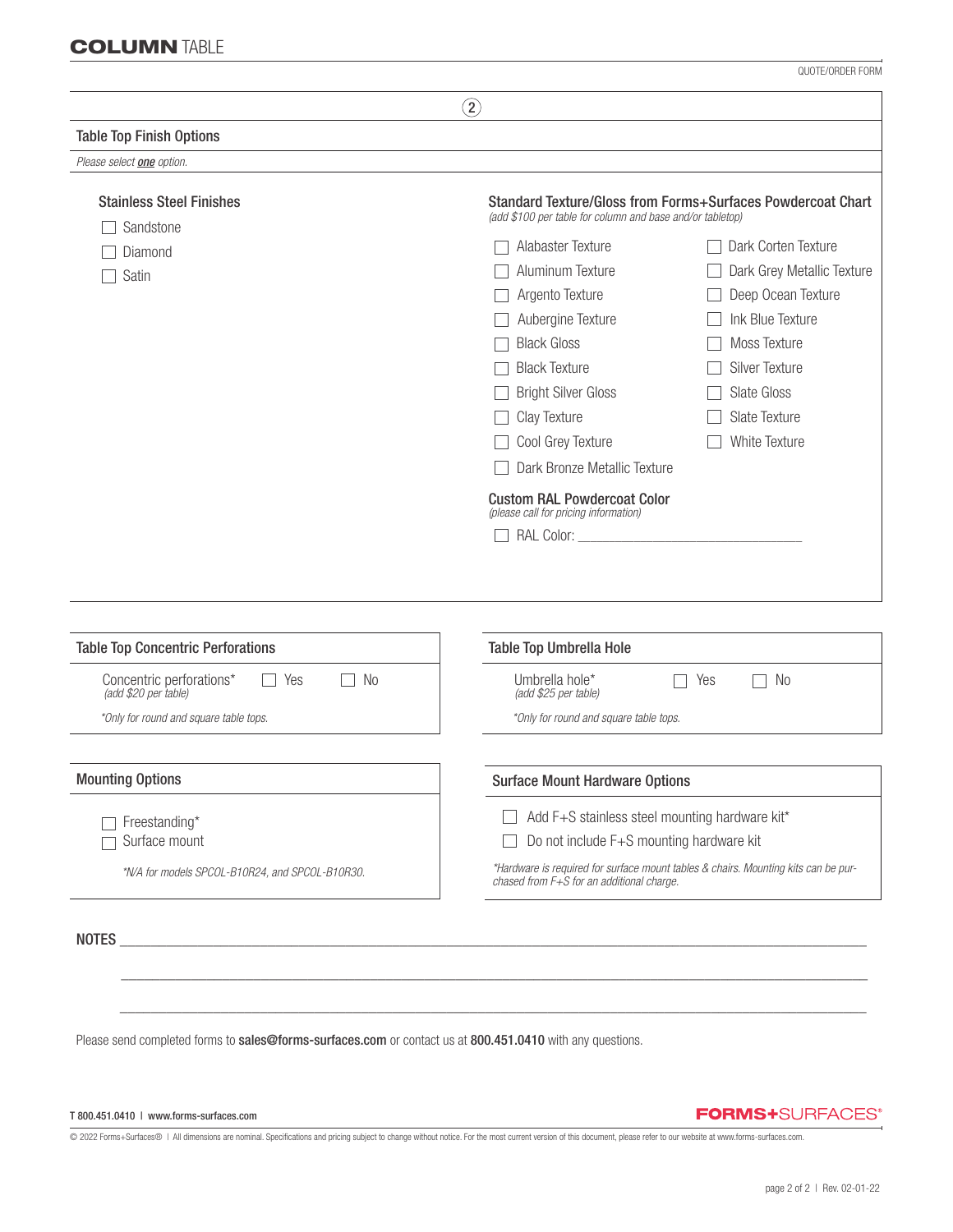# COLUMN TABLE

QUOTE/ORDER FORM

2

## Table Top Finish Options

*Please select **one** option.*

### Stainless Steel Finishes

- ☐ Sandstone
- ☐ Diamond
- ☐ Satin

### Standard Texture/Gloss from Forms+Surfaces Powdercoat Chart

*(add $100 per table for column and base and/or tabletop)*

- ☐ Alabaster Texture
- ☐ Aluminum Texture
- ☐ Argento Texture
- ☐ Aubergine Texture
- ☐ Black Gloss
- ☐ Black Texture
- ☐ Bright Silver Gloss
- ☐ Clay Texture
- ☐ Cool Grey Texture
- ☐ Dark Bronze Metallic Texture
- ☐ Dark Corten Texture
- ☐ Dark Grey Metallic Texture
- ☐ Deep Ocean Texture
- ☐ Ink Blue Texture
- ☐ Moss Texture
- ☐ Silver Texture
- ☐ Slate Gloss
- ☐ Slate Texture
- ☐ White Texture

### Custom RAL Powdercoat Color

*(please call for pricing information)*

☐ RAL Color: ________________________________

## Table Top Concentric Perforations

Concentric perforations* ☐ Yes ☐ No
*(add $20 per table)*

*\*Only for round and square table tops.*

## Table Top Umbrella Hole

Umbrella hole* ☐ Yes ☐ No
*(add $25 per table)*

*\*Only for round and square table tops.*

## Mounting Options

- ☐ Freestanding*
- ☐ Surface mount

*\*N/A for models SPCOL-B10R24, and SPCOL-B10R30.*

## Surface Mount Hardware Options

- ☐ Add F+S stainless steel mounting hardware kit*
- ☐ Do not include F+S mounting hardware kit

*\*Hardware is required for surface mount tables & chairs. Mounting kits can be purchased from F+S for an additional charge.*

NOTES ________________________________________________________________

________________________________________________________________

________________________________________________________________

Please send completed forms to **sales@forms-surfaces.com** or contact us at **800.451.0410** with any questions.

T 800.451.0410 | www.forms-surfaces.com

FORMS+SURFACES®

© 2022 Forms+Surfaces® | All dimensions are nominal. Specifications and pricing subject to change without notice. For the most current version of this document, please refer to our website at www.forms-surfaces.com.

Rev. 02-01-22